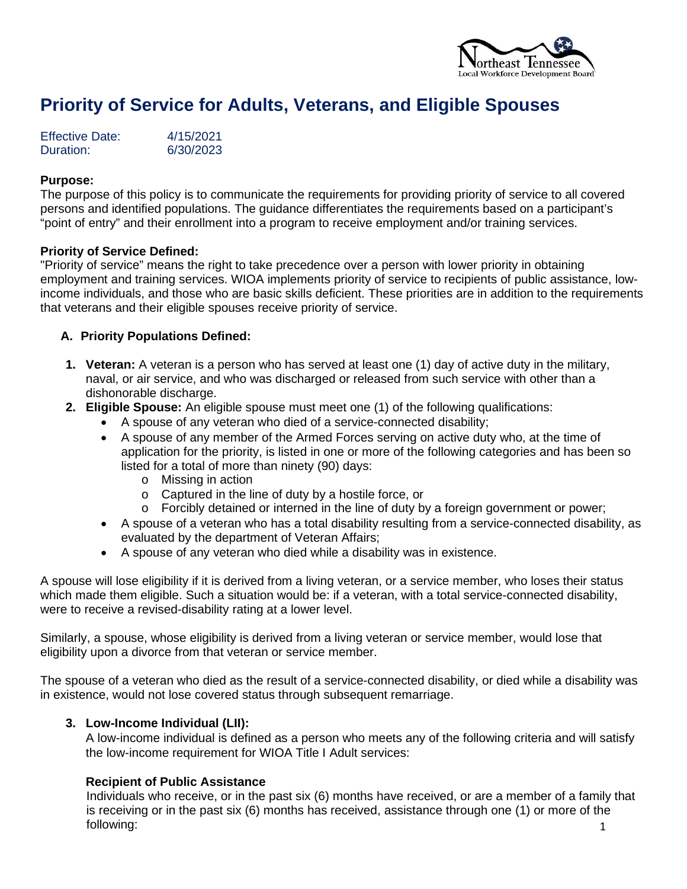# Priority of Service for Adults, Veterans, and Eligible Spouses

Effective Date: 4/15/2021
Duration: 6/30/2023

**Purpose:**
The purpose of this policy is to communicate the requirements for providing priority of service to all covered persons and identified populations. The guidance differentiates the requirements based on a participant's "point of entry" and their enrollment into a program to receive employment and/or training services.

**Priority of Service Defined:**
"Priority of service" means the right to take precedence over a person with lower priority in obtaining employment and training services. WIOA implements priority of service to recipients of public assistance, low-income individuals, and those who are basic skills deficient. These priorities are in addition to the requirements that veterans and their eligible spouses receive priority of service.

**A. Priority Populations Defined:**

1. **Veteran:** A veteran is a person who has served at least one (1) day of active duty in the military, naval, or air service, and who was discharged or released from such service with other than a dishonorable discharge.
2. **Eligible Spouse:** An eligible spouse must meet one (1) of the following qualifications:
   - A spouse of any veteran who died of a service-connected disability;
   - A spouse of any member of the Armed Forces serving on active duty who, at the time of application for the priority, is listed in one or more of the following categories and has been so listed for a total of more than ninety (90) days:
     - Missing in action
     - Captured in the line of duty by a hostile force, or
     - Forcibly detained or interned in the line of duty by a foreign government or power;
   - A spouse of a veteran who has a total disability resulting from a service-connected disability, as evaluated by the department of Veteran Affairs;
   - A spouse of any veteran who died while a disability was in existence.

A spouse will lose eligibility if it is derived from a living veteran, or a service member, who loses their status which made them eligible. Such a situation would be: if a veteran, with a total service-connected disability, were to receive a revised-disability rating at a lower level.

Similarly, a spouse, whose eligibility is derived from a living veteran or service member, would lose that eligibility upon a divorce from that veteran or service member.

The spouse of a veteran who died as the result of a service-connected disability, or died while a disability was in existence, would not lose covered status through subsequent remarriage.

3. **Low-Income Individual (LII):**
   A low-income individual is defined as a person who meets any of the following criteria and will satisfy the low-income requirement for WIOA Title I Adult services:

   **Recipient of Public Assistance**
   Individuals who receive, or in the past six (6) months have received, or are a member of a family that is receiving or in the past six (6) months has received, assistance through one (1) or more of the following: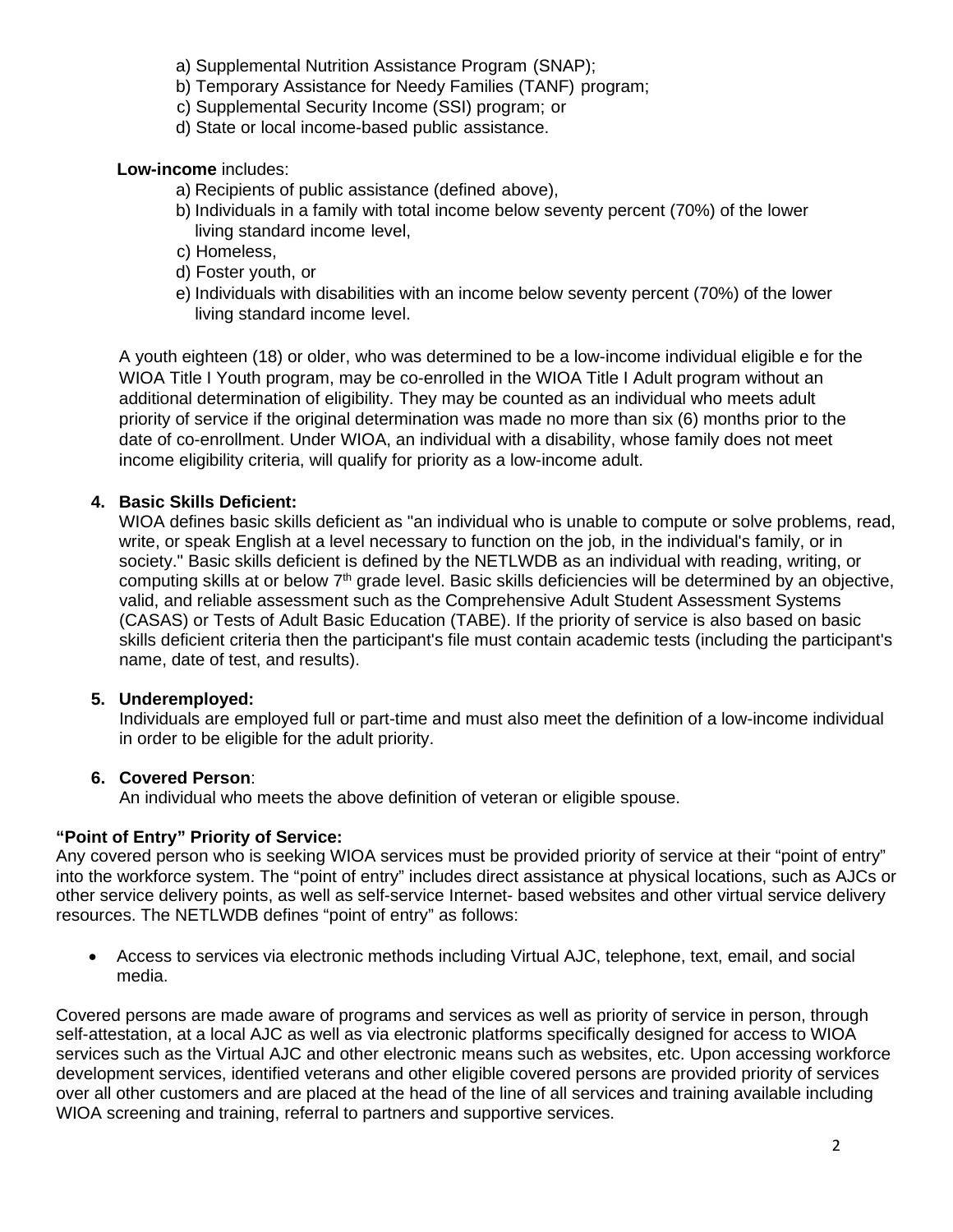a) Supplemental Nutrition Assistance Program (SNAP);
b) Temporary Assistance for Needy Families (TANF) program;
c) Supplemental Security Income (SSI) program; or
d) State or local income-based public assistance.

**Low-income** includes:

a) Recipients of public assistance (defined above),
b) Individuals in a family with total income below seventy percent (70%) of the lower living standard income level,
c) Homeless,
d) Foster youth, or
e) Individuals with disabilities with an income below seventy percent (70%) of the lower living standard income level.

A youth eighteen (18) or older, who was determined to be a low-income individual eligible e for the WIOA Title I Youth program, may be co-enrolled in the WIOA Title I Adult program without an additional determination of eligibility. They may be counted as an individual who meets adult priority of service if the original determination was made no more than six (6) months prior to the date of co-enrollment. Under WIOA, an individual with a disability, whose family does not meet income eligibility criteria, will qualify for priority as a low-income adult.

4. **Basic Skills Deficient:**
   WIOA defines basic skills deficient as "an individual who is unable to compute or solve problems, read, write, or speak English at a level necessary to function on the job, in the individual's family, or in society." Basic skills deficient is defined by the NETLWDB as an individual with reading, writing, or computing skills at or below 7th grade level. Basic skills deficiencies will be determined by an objective, valid, and reliable assessment such as the Comprehensive Adult Student Assessment Systems (CASAS) or Tests of Adult Basic Education (TABE). If the priority of service is also based on basic skills deficient criteria then the participant's file must contain academic tests (including the participant's name, date of test, and results).

5. **Underemployed:**
   Individuals are employed full or part-time and must also meet the definition of a low-income individual in order to be eligible for the adult priority.

6. **Covered Person**:
   An individual who meets the above definition of veteran or eligible spouse.

**"Point of Entry" Priority of Service:**
Any covered person who is seeking WIOA services must be provided priority of service at their "point of entry" into the workforce system. The "point of entry" includes direct assistance at physical locations, such as AJCs or other service delivery points, as well as self-service Internet- based websites and other virtual service delivery resources. The NETLWDB defines "point of entry" as follows:

- Access to services via electronic methods including Virtual AJC, telephone, text, email, and social media.

Covered persons are made aware of programs and services as well as priority of service in person, through self-attestation, at a local AJC as well as via electronic platforms specifically designed for access to WIOA services such as the Virtual AJC and other electronic means such as websites, etc. Upon accessing workforce development services, identified veterans and other eligible covered persons are provided priority of services over all other customers and are placed at the head of the line of all services and training available including WIOA screening and training, referral to partners and supportive services.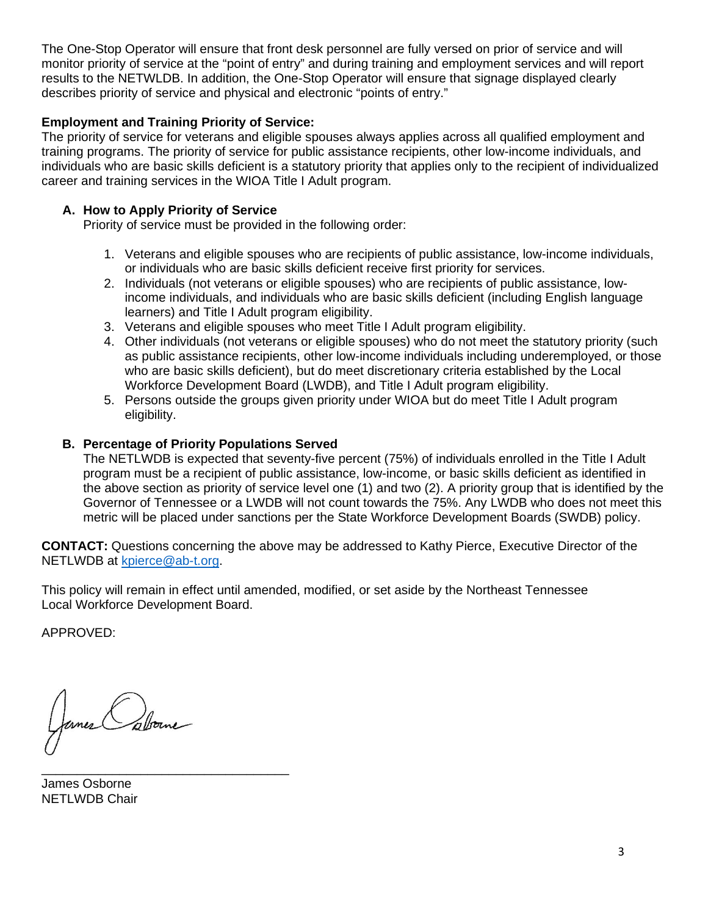The One-Stop Operator will ensure that front desk personnel are fully versed on prior of service and will monitor priority of service at the "point of entry" and during training and employment services and will report results to the NETWLDB. In addition, the One-Stop Operator will ensure that signage displayed clearly describes priority of service and physical and electronic "points of entry."

**Employment and Training Priority of Service:**
The priority of service for veterans and eligible spouses always applies across all qualified employment and training programs. The priority of service for public assistance recipients, other low-income individuals, and individuals who are basic skills deficient is a statutory priority that applies only to the recipient of individualized career and training services in the WIOA Title I Adult program.

**A. How to Apply Priority of Service**

Priority of service must be provided in the following order:

1. Veterans and eligible spouses who are recipients of public assistance, low-income individuals, or individuals who are basic skills deficient receive first priority for services.
2. Individuals (not veterans or eligible spouses) who are recipients of public assistance, low-income individuals, and individuals who are basic skills deficient (including English language learners) and Title I Adult program eligibility.
3. Veterans and eligible spouses who meet Title I Adult program eligibility.
4. Other individuals (not veterans or eligible spouses) who do not meet the statutory priority (such as public assistance recipients, other low-income individuals including underemployed, or those who are basic skills deficient), but do meet discretionary criteria established by the Local Workforce Development Board (LWDB), and Title I Adult program eligibility.
5. Persons outside the groups given priority under WIOA but do meet Title I Adult program eligibility.

**B. Percentage of Priority Populations Served**

The NETLWDB is expected that seventy-five percent (75%) of individuals enrolled in the Title I Adult program must be a recipient of public assistance, low-income, or basic skills deficient as identified in the above section as priority of service level one (1) and two (2). A priority group that is identified by the Governor of Tennessee or a LWDB will not count towards the 75%. Any LWDB who does not meet this metric will be placed under sanctions per the State Workforce Development Boards (SWDB) policy.

**CONTACT:** Questions concerning the above may be addressed to Kathy Pierce, Executive Director of the NETLWDB at kpierce@ab-t.org.

This policy will remain in effect until amended, modified, or set aside by the Northeast Tennessee Local Workforce Development Board.

APPROVED:

James Osborne
NETLWDB Chair